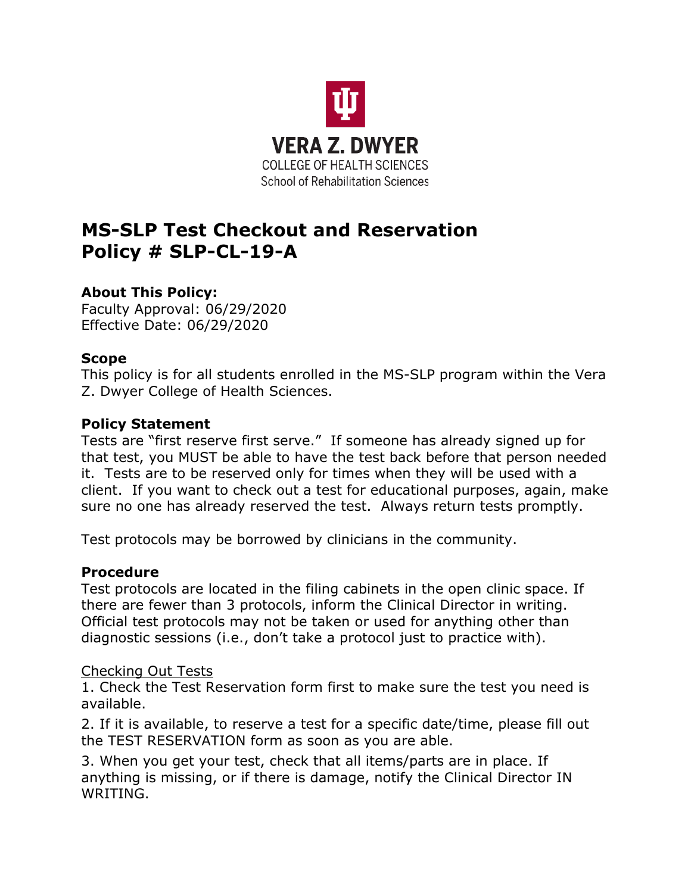VERA Z. DWYER
COLLEGE OF HEALTH SCIENCES
School of Rehabilitation Sciences

# MS-SLP Test Checkout and Reservation Policy # SLP-CL-19-A

**About This Policy:**
Faculty Approval: 06/29/2020
Effective Date: 06/29/2020

**Scope**
This policy is for all students enrolled in the MS-SLP program within the Vera Z. Dwyer College of Health Sciences.

**Policy Statement**
Tests are "first reserve first serve." If someone has already signed up for that test, you MUST be able to have the test back before that person needed it. Tests are to be reserved only for times when they will be used with a client. If you want to check out a test for educational purposes, again, make sure no one has already reserved the test. Always return tests promptly.

Test protocols may be borrowed by clinicians in the community.

**Procedure**
Test protocols are located in the filing cabinets in the open clinic space. If there are fewer than 3 protocols, inform the Clinical Director in writing. Official test protocols may not be taken or used for anything other than diagnostic sessions (i.e., don't take a protocol just to practice with).

<u>Checking Out Tests</u>

1. Check the Test Reservation form first to make sure the test you need is available.
2. If it is available, to reserve a test for a specific date/time, please fill out the TEST RESERVATION form as soon as you are able.
3. When you get your test, check that all items/parts are in place. If anything is missing, or if there is damage, notify the Clinical Director IN WRITING.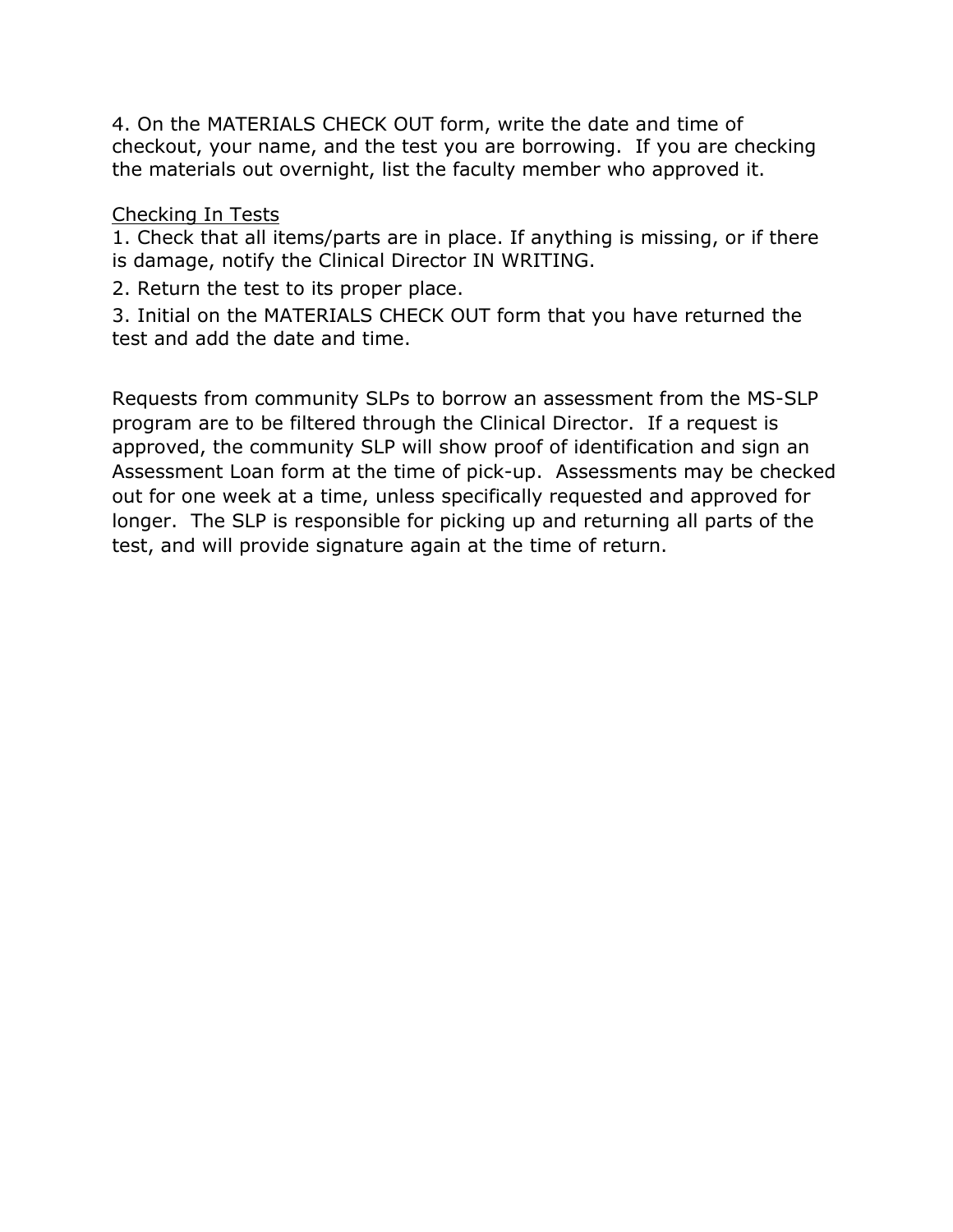4. On the MATERIALS CHECK OUT form, write the date and time of checkout, your name, and the test you are borrowing. If you are checking the materials out overnight, list the faculty member who approved it.

Checking In Tests

1. Check that all items/parts are in place. If anything is missing, or if there is damage, notify the Clinical Director IN WRITING.
2. Return the test to its proper place.
3. Initial on the MATERIALS CHECK OUT form that you have returned the test and add the date and time.

Requests from community SLPs to borrow an assessment from the MS-SLP program are to be filtered through the Clinical Director. If a request is approved, the community SLP will show proof of identification and sign an Assessment Loan form at the time of pick-up. Assessments may be checked out for one week at a time, unless specifically requested and approved for longer. The SLP is responsible for picking up and returning all parts of the test, and will provide signature again at the time of return.